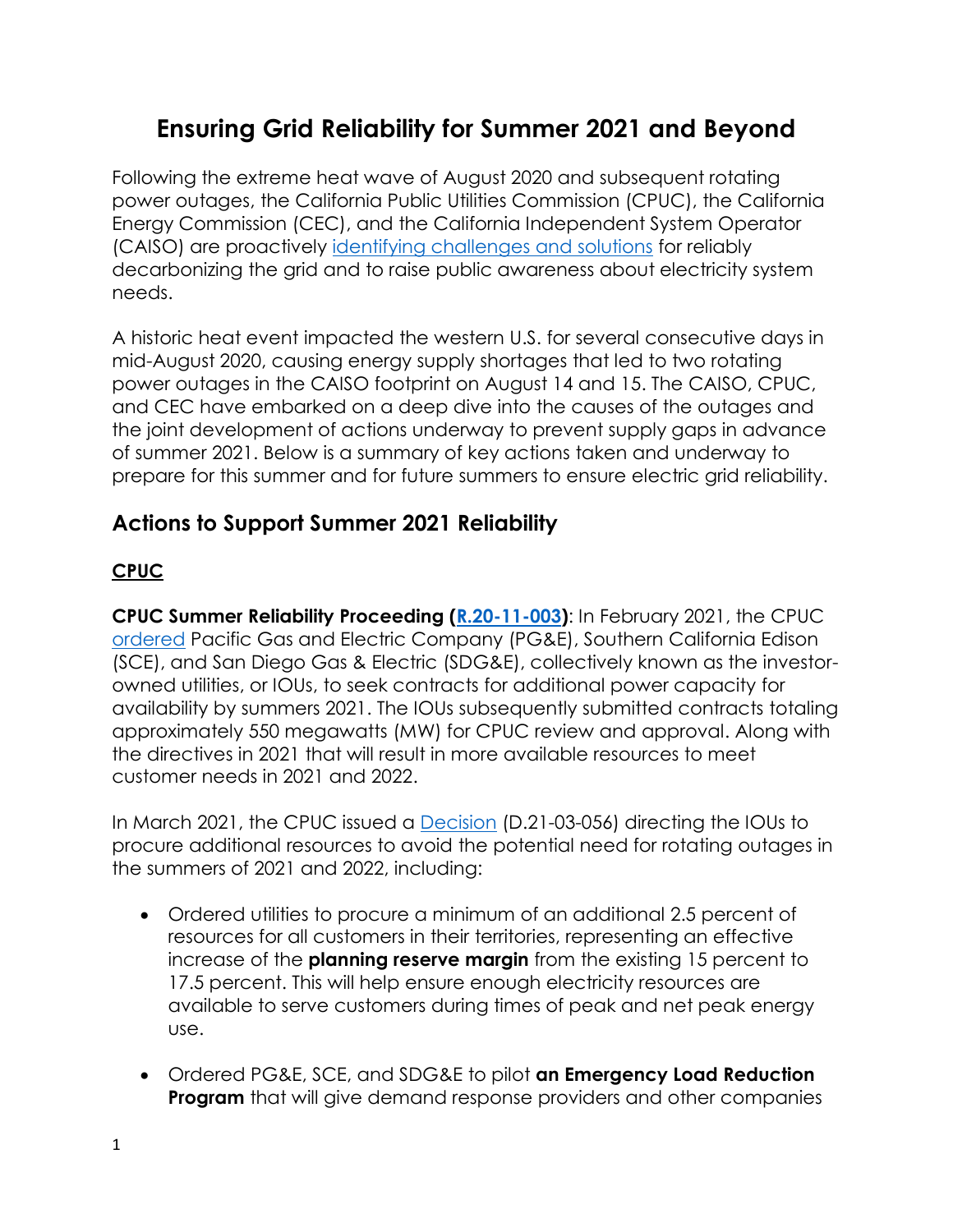# Ensuring Grid Reliability for Summer 2021 and Beyond

Following the extreme heat wave of August 2020 and subsequent rotating power outages, the California Public Utilities Commission (CPUC), the California Energy Commission (CEC), and the California Independent System Operator (CAISO) are proactively identifying challenges and solutions for reliably decarbonizing the grid and to raise public awareness about electricity system needs.

A historic heat event impacted the western U.S. for several consecutive days in mid-August 2020, causing energy supply shortages that led to two rotating power outages in the CAISO footprint on August 14 and 15. The CAISO, CPUC, and CEC have embarked on a deep dive into the causes of the outages and the joint development of actions underway to prevent supply gaps in advance of summer 2021. Below is a summary of key actions taken and underway to prepare for this summer and for future summers to ensure electric grid reliability.

## Actions to Support Summer 2021 Reliability

### CPUC

**CPUC Summer Reliability Proceeding (R.20-11-003)**: In February 2021, the CPUC ordered Pacific Gas and Electric Company (PG&E), Southern California Edison (SCE), and San Diego Gas & Electric (SDG&E), collectively known as the investor-owned utilities, or IOUs, to seek contracts for additional power capacity for availability by summers 2021. The IOUs subsequently submitted contracts totaling approximately 550 megawatts (MW) for CPUC review and approval. Along with the directives in 2021 that will result in more available resources to meet customer needs in 2021 and 2022.

In March 2021, the CPUC issued a Decision (D.21-03-056) directing the IOUs to procure additional resources to avoid the potential need for rotating outages in the summers of 2021 and 2022, including:

- Ordered utilities to procure a minimum of an additional 2.5 percent of resources for all customers in their territories, representing an effective increase of the **planning reserve margin** from the existing 15 percent to 17.5 percent. This will help ensure enough electricity resources are available to serve customers during times of peak and net peak energy use.
- Ordered PG&E, SCE, and SDG&E to pilot **an Emergency Load Reduction Program** that will give demand response providers and other companies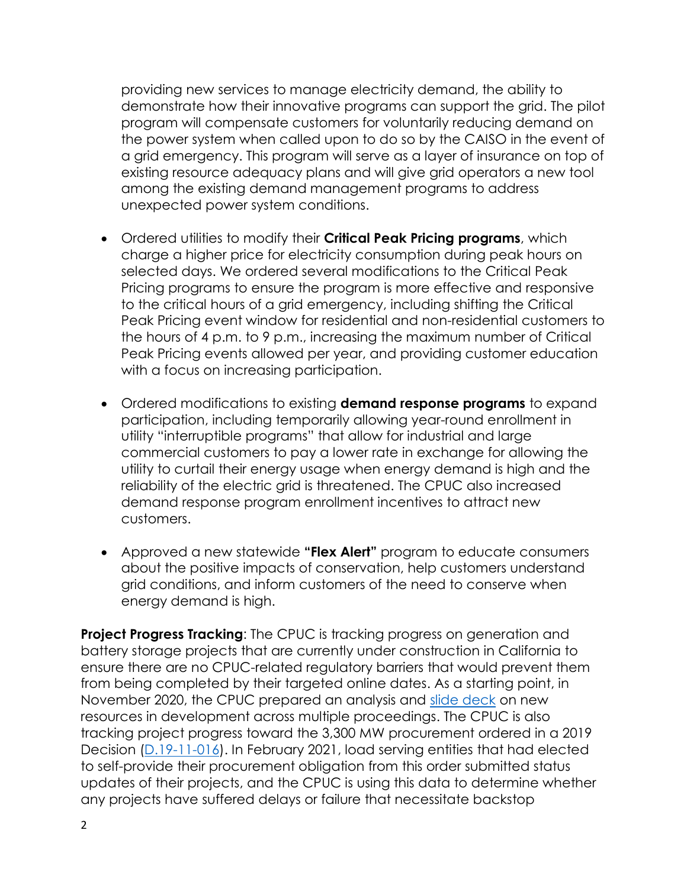providing new services to manage electricity demand, the ability to demonstrate how their innovative programs can support the grid. The pilot program will compensate customers for voluntarily reducing demand on the power system when called upon to do so by the CAISO in the event of a grid emergency. This program will serve as a layer of insurance on top of existing resource adequacy plans and will give grid operators a new tool among the existing demand management programs to address unexpected power system conditions.

- Ordered utilities to modify their **Critical Peak Pricing programs**, which charge a higher price for electricity consumption during peak hours on selected days. We ordered several modifications to the Critical Peak Pricing programs to ensure the program is more effective and responsive to the critical hours of a grid emergency, including shifting the Critical Peak Pricing event window for residential and non-residential customers to the hours of 4 p.m. to 9 p.m., increasing the maximum number of Critical Peak Pricing events allowed per year, and providing customer education with a focus on increasing participation.

- Ordered modifications to existing **demand response programs** to expand participation, including temporarily allowing year-round enrollment in utility "interruptible programs" that allow for industrial and large commercial customers to pay a lower rate in exchange for allowing the utility to curtail their energy usage when energy demand is high and the reliability of the electric grid is threatened. The CPUC also increased demand response program enrollment incentives to attract new customers.

- Approved a new statewide **"Flex Alert"** program to educate consumers about the positive impacts of conservation, help customers understand grid conditions, and inform customers of the need to conserve when energy demand is high.

**Project Progress Tracking**: The CPUC is tracking progress on generation and battery storage projects that are currently under construction in California to ensure there are no CPUC-related regulatory barriers that would prevent them from being completed by their targeted online dates. As a starting point, in November 2020, the CPUC prepared an analysis and [slide deck](#) on new resources in development across multiple proceedings. The CPUC is also tracking project progress toward the 3,300 MW procurement ordered in a 2019 Decision ([D.19-11-016](#)). In February 2021, load serving entities that had elected to self-provide their procurement obligation from this order submitted status updates of their projects, and the CPUC is using this data to determine whether any projects have suffered delays or failure that necessitate backstop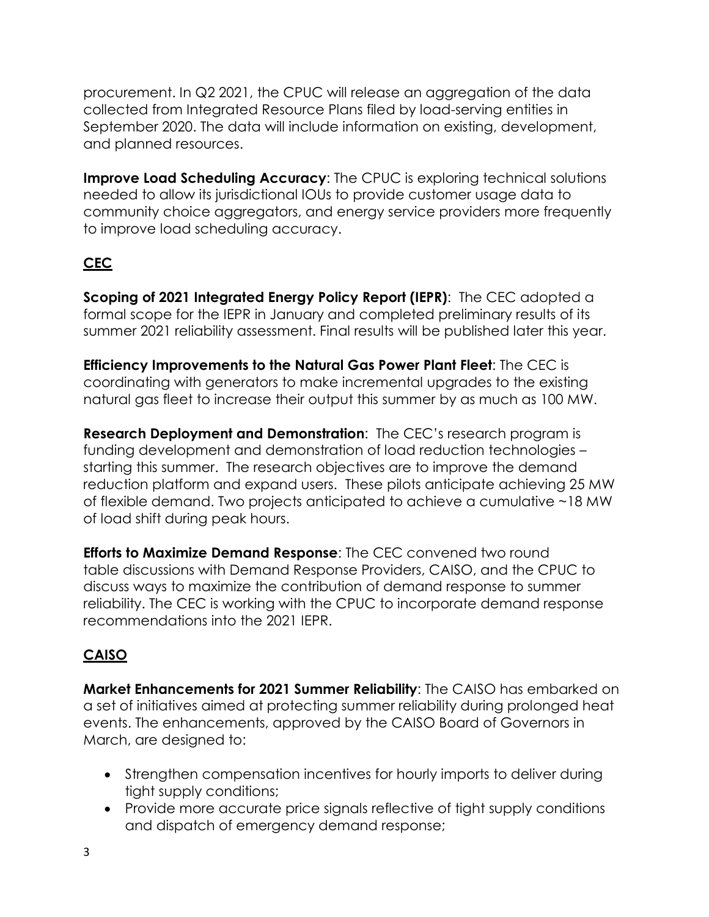procurement. In Q2 2021, the CPUC will release an aggregation of the data collected from Integrated Resource Plans filed by load-serving entities in September 2020. The data will include information on existing, development, and planned resources.

**Improve Load Scheduling Accuracy**: The CPUC is exploring technical solutions needed to allow its jurisdictional IOUs to provide customer usage data to community choice aggregators, and energy service providers more frequently to improve load scheduling accuracy.

## CEC

**Scoping of 2021 Integrated Energy Policy Report (IEPR)**: The CEC adopted a formal scope for the IEPR in January and completed preliminary results of its summer 2021 reliability assessment. Final results will be published later this year.

**Efficiency Improvements to the Natural Gas Power Plant Fleet**: The CEC is coordinating with generators to make incremental upgrades to the existing natural gas fleet to increase their output this summer by as much as 100 MW.

**Research Deployment and Demonstration**: The CEC's research program is funding development and demonstration of load reduction technologies – starting this summer. The research objectives are to improve the demand reduction platform and expand users. These pilots anticipate achieving 25 MW of flexible demand. Two projects anticipated to achieve a cumulative ~18 MW of load shift during peak hours.

**Efforts to Maximize Demand Response**: The CEC convened two round table discussions with Demand Response Providers, CAISO, and the CPUC to discuss ways to maximize the contribution of demand response to summer reliability. The CEC is working with the CPUC to incorporate demand response recommendations into the 2021 IEPR.

## CAISO

**Market Enhancements for 2021 Summer Reliability**: The CAISO has embarked on a set of initiatives aimed at protecting summer reliability during prolonged heat events. The enhancements, approved by the CAISO Board of Governors in March, are designed to:

- Strengthen compensation incentives for hourly imports to deliver during tight supply conditions;
- Provide more accurate price signals reflective of tight supply conditions and dispatch of emergency demand response;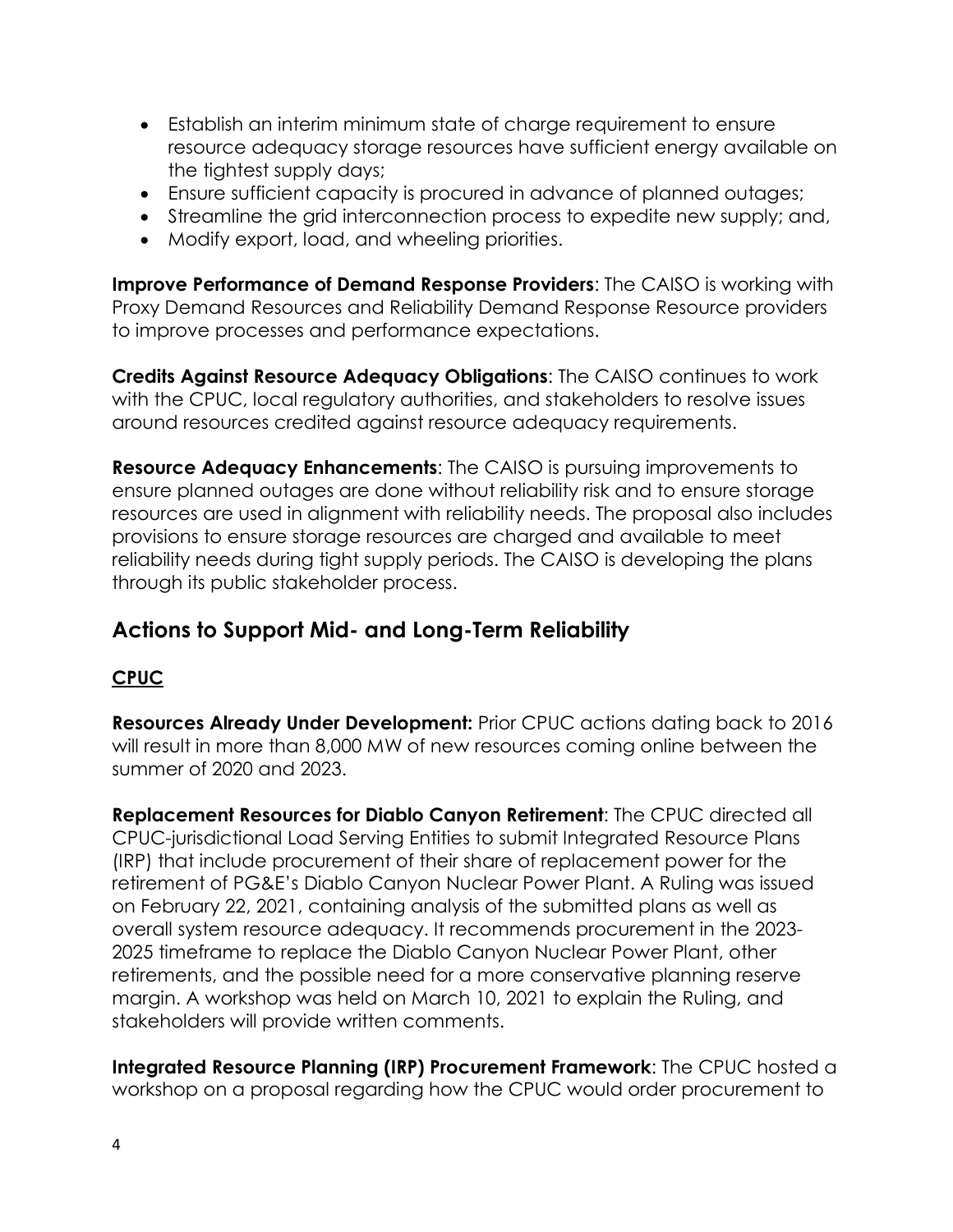- Establish an interim minimum state of charge requirement to ensure resource adequacy storage resources have sufficient energy available on the tightest supply days;
- Ensure sufficient capacity is procured in advance of planned outages;
- Streamline the grid interconnection process to expedite new supply; and,
- Modify export, load, and wheeling priorities.

**Improve Performance of Demand Response Providers**: The CAISO is working with Proxy Demand Resources and Reliability Demand Response Resource providers to improve processes and performance expectations.

**Credits Against Resource Adequacy Obligations**: The CAISO continues to work with the CPUC, local regulatory authorities, and stakeholders to resolve issues around resources credited against resource adequacy requirements.

**Resource Adequacy Enhancements**: The CAISO is pursuing improvements to ensure planned outages are done without reliability risk and to ensure storage resources are used in alignment with reliability needs. The proposal also includes provisions to ensure storage resources are charged and available to meet reliability needs during tight supply periods. The CAISO is developing the plans through its public stakeholder process.

## Actions to Support Mid- and Long-Term Reliability

### CPUC

**Resources Already Under Development:** Prior CPUC actions dating back to 2016 will result in more than 8,000 MW of new resources coming online between the summer of 2020 and 2023.

**Replacement Resources for Diablo Canyon Retirement**: The CPUC directed all CPUC-jurisdictional Load Serving Entities to submit Integrated Resource Plans (IRP) that include procurement of their share of replacement power for the retirement of PG&E's Diablo Canyon Nuclear Power Plant. A Ruling was issued on February 22, 2021, containing analysis of the submitted plans as well as overall system resource adequacy. It recommends procurement in the 2023-2025 timeframe to replace the Diablo Canyon Nuclear Power Plant, other retirements, and the possible need for a more conservative planning reserve margin. A workshop was held on March 10, 2021 to explain the Ruling, and stakeholders will provide written comments.

**Integrated Resource Planning (IRP) Procurement Framework**: The CPUC hosted a workshop on a proposal regarding how the CPUC would order procurement to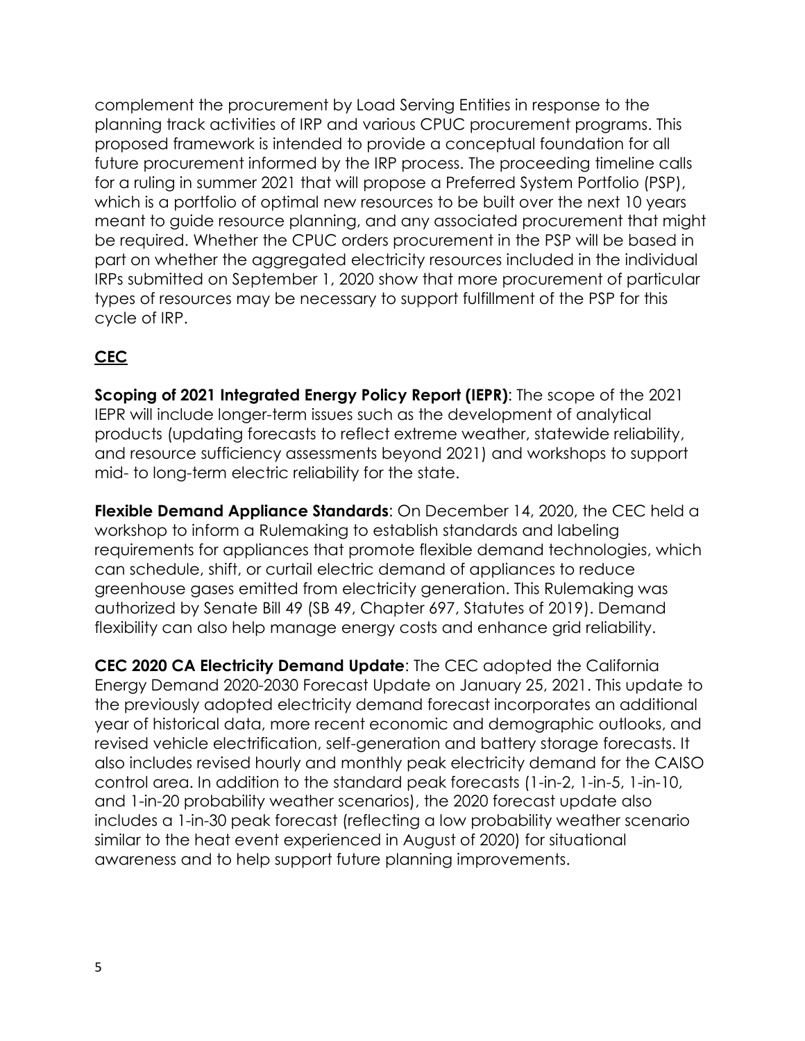complement the procurement by Load Serving Entities in response to the planning track activities of IRP and various CPUC procurement programs. This proposed framework is intended to provide a conceptual foundation for all future procurement informed by the IRP process. The proceeding timeline calls for a ruling in summer 2021 that will propose a Preferred System Portfolio (PSP), which is a portfolio of optimal new resources to be built over the next 10 years meant to guide resource planning, and any associated procurement that might be required. Whether the CPUC orders procurement in the PSP will be based in part on whether the aggregated electricity resources included in the individual IRPs submitted on September 1, 2020 show that more procurement of particular types of resources may be necessary to support fulfillment of the PSP for this cycle of IRP.

## CEC

**Scoping of 2021 Integrated Energy Policy Report (IEPR)**: The scope of the 2021 IEPR will include longer-term issues such as the development of analytical products (updating forecasts to reflect extreme weather, statewide reliability, and resource sufficiency assessments beyond 2021) and workshops to support mid- to long-term electric reliability for the state.

**Flexible Demand Appliance Standards**: On December 14, 2020, the CEC held a workshop to inform a Rulemaking to establish standards and labeling requirements for appliances that promote flexible demand technologies, which can schedule, shift, or curtail electric demand of appliances to reduce greenhouse gases emitted from electricity generation. This Rulemaking was authorized by Senate Bill 49 (SB 49, Chapter 697, Statutes of 2019). Demand flexibility can also help manage energy costs and enhance grid reliability.

**CEC 2020 CA Electricity Demand Update**: The CEC adopted the California Energy Demand 2020-2030 Forecast Update on January 25, 2021. This update to the previously adopted electricity demand forecast incorporates an additional year of historical data, more recent economic and demographic outlooks, and revised vehicle electrification, self-generation and battery storage forecasts. It also includes revised hourly and monthly peak electricity demand for the CAISO control area. In addition to the standard peak forecasts (1-in-2, 1-in-5, 1-in-10, and 1-in-20 probability weather scenarios), the 2020 forecast update also includes a 1-in-30 peak forecast (reflecting a low probability weather scenario similar to the heat event experienced in August of 2020) for situational awareness and to help support future planning improvements.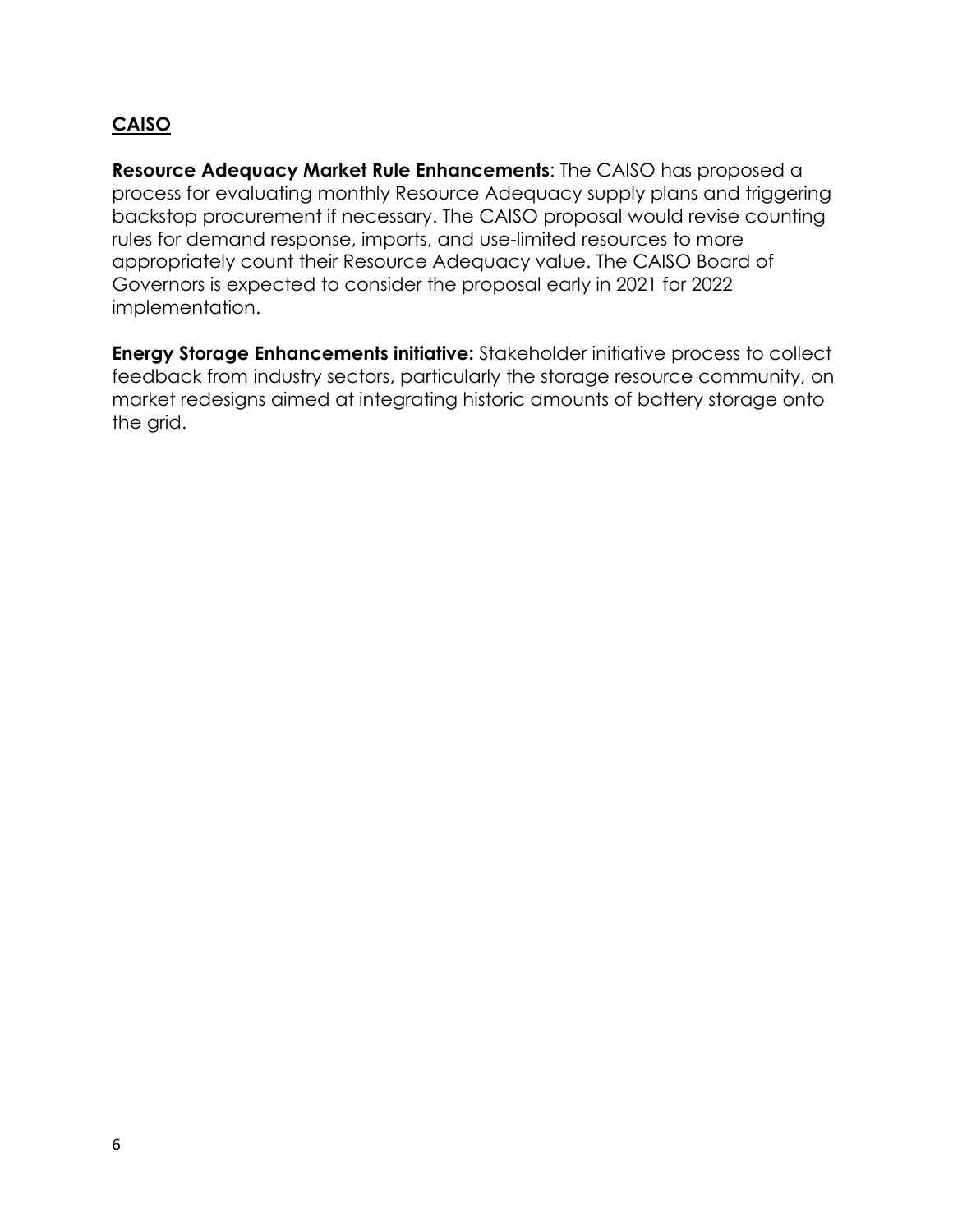## CAISO

**Resource Adequacy Market Rule Enhancements**: The CAISO has proposed a process for evaluating monthly Resource Adequacy supply plans and triggering backstop procurement if necessary. The CAISO proposal would revise counting rules for demand response, imports, and use-limited resources to more appropriately count their Resource Adequacy value. The CAISO Board of Governors is expected to consider the proposal early in 2021 for 2022 implementation.

**Energy Storage Enhancements initiative:** Stakeholder initiative process to collect feedback from industry sectors, particularly the storage resource community, on market redesigns aimed at integrating historic amounts of battery storage onto the grid.